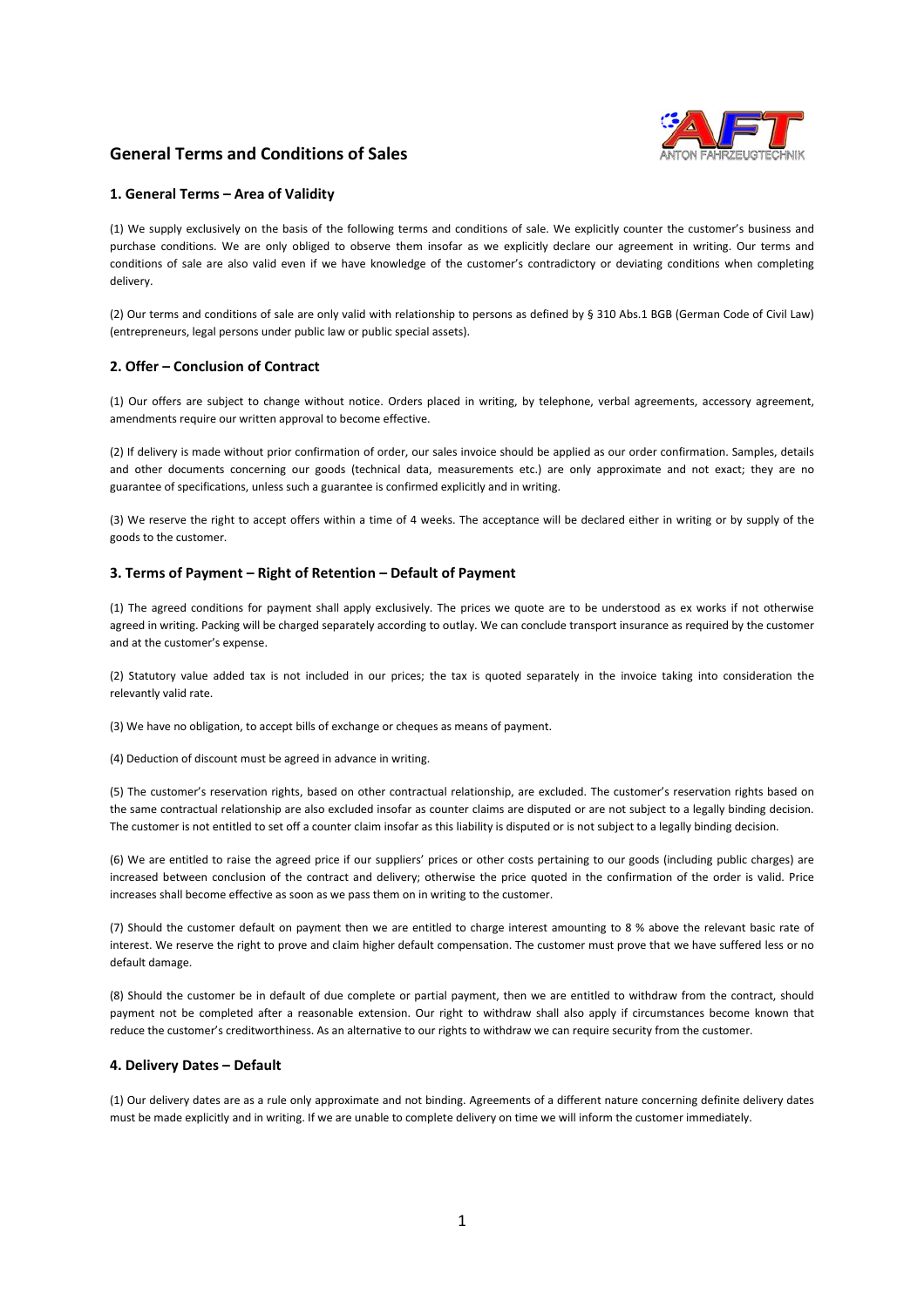# General Terms and Conditions of Sales

## 1. General Terms – Area of Validity

(1) We supply exclusively on the basis of the following terms and conditions of sale. We explicitly counter the customer's business and purchase conditions. We are only obliged to observe them insofar as we explicitly declare our agreement in writing. Our terms and conditions of sale are also valid even if we have knowledge of the customer's contradictory or deviating conditions when completing delivery.

(2) Our terms and conditions of sale are only valid with relationship to persons as defined by § 310 Abs.1 BGB (German Code of Civil Law) (entrepreneurs, legal persons under public law or public special assets).

## 2. Offer – Conclusion of Contract

(1) Our offers are subject to change without notice. Orders placed in writing, by telephone, verbal agreements, accessory agreement, amendments require our written approval to become effective.

(2) If delivery is made without prior confirmation of order, our sales invoice should be applied as our order confirmation. Samples, details and other documents concerning our goods (technical data, measurements etc.) are only approximate and not exact; they are no guarantee of specifications, unless such a guarantee is confirmed explicitly and in writing.

(3) We reserve the right to accept offers within a time of 4 weeks. The acceptance will be declared either in writing or by supply of the goods to the customer.

## 3. Terms of Payment – Right of Retention – Default of Payment

(1) The agreed conditions for payment shall apply exclusively. The prices we quote are to be understood as ex works if not otherwise agreed in writing. Packing will be charged separately according to outlay. We can conclude transport insurance as required by the customer and at the customer's expense.

(2) Statutory value added tax is not included in our prices; the tax is quoted separately in the invoice taking into consideration the relevantly valid rate.

(3) We have no obligation, to accept bills of exchange or cheques as means of payment.

(4) Deduction of discount must be agreed in advance in writing.

(5) The customer's reservation rights, based on other contractual relationship, are excluded. The customer's reservation rights based on the same contractual relationship are also excluded insofar as counter claims are disputed or are not subject to a legally binding decision. The customer is not entitled to set off a counter claim insofar as this liability is disputed or is not subject to a legally binding decision.

(6) We are entitled to raise the agreed price if our suppliers' prices or other costs pertaining to our goods (including public charges) are increased between conclusion of the contract and delivery; otherwise the price quoted in the confirmation of the order is valid. Price increases shall become effective as soon as we pass them on in writing to the customer.

(7) Should the customer default on payment then we are entitled to charge interest amounting to 8 % above the relevant basic rate of interest. We reserve the right to prove and claim higher default compensation. The customer must prove that we have suffered less or no default damage.

(8) Should the customer be in default of due complete or partial payment, then we are entitled to withdraw from the contract, should payment not be completed after a reasonable extension. Our right to withdraw shall also apply if circumstances become known that reduce the customer's creditworthiness. As an alternative to our rights to withdraw we can require security from the customer.

## 4. Delivery Dates – Default

(1) Our delivery dates are as a rule only approximate and not binding. Agreements of a different nature concerning definite delivery dates must be made explicitly and in writing. If we are unable to complete delivery on time we will inform the customer immediately.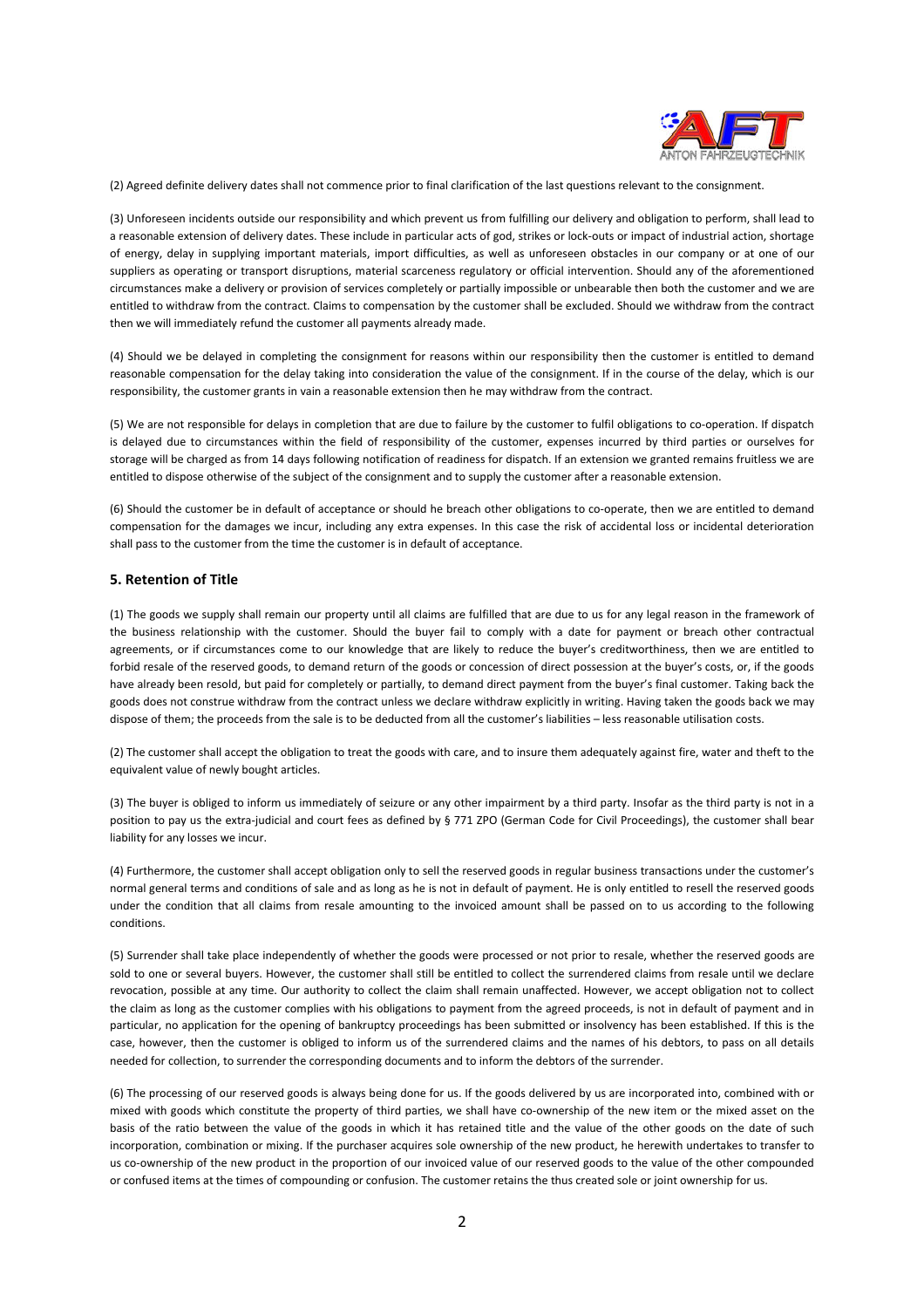(2) Agreed definite delivery dates shall not commence prior to final clarification of the last questions relevant to the consignment.

(3) Unforeseen incidents outside our responsibility and which prevent us from fulfilling our delivery and obligation to perform, shall lead to a reasonable extension of delivery dates. These include in particular acts of god, strikes or lock-outs or impact of industrial action, shortage of energy, delay in supplying important materials, import difficulties, as well as unforeseen obstacles in our company or at one of our suppliers as operating or transport disruptions, material scarceness regulatory or official intervention. Should any of the aforementioned circumstances make a delivery or provision of services completely or partially impossible or unbearable then both the customer and we are entitled to withdraw from the contract. Claims to compensation by the customer shall be excluded. Should we withdraw from the contract then we will immediately refund the customer all payments already made.

(4) Should we be delayed in completing the consignment for reasons within our responsibility then the customer is entitled to demand reasonable compensation for the delay taking into consideration the value of the consignment. If in the course of the delay, which is our responsibility, the customer grants in vain a reasonable extension then he may withdraw from the contract.

(5) We are not responsible for delays in completion that are due to failure by the customer to fulfil obligations to co-operation. If dispatch is delayed due to circumstances within the field of responsibility of the customer, expenses incurred by third parties or ourselves for storage will be charged as from 14 days following notification of readiness for dispatch. If an extension we granted remains fruitless we are entitled to dispose otherwise of the subject of the consignment and to supply the customer after a reasonable extension.

(6) Should the customer be in default of acceptance or should he breach other obligations to co-operate, then we are entitled to demand compensation for the damages we incur, including any extra expenses. In this case the risk of accidental loss or incidental deterioration shall pass to the customer from the time the customer is in default of acceptance.

## 5. Retention of Title

(1) The goods we supply shall remain our property until all claims are fulfilled that are due to us for any legal reason in the framework of the business relationship with the customer. Should the buyer fail to comply with a date for payment or breach other contractual agreements, or if circumstances come to our knowledge that are likely to reduce the buyer's creditworthiness, then we are entitled to forbid resale of the reserved goods, to demand return of the goods or concession of direct possession at the buyer's costs, or, if the goods have already been resold, but paid for completely or partially, to demand direct payment from the buyer's final customer. Taking back the goods does not construe withdraw from the contract unless we declare withdraw explicitly in writing. Having taken the goods back we may dispose of them; the proceeds from the sale is to be deducted from all the customer's liabilities – less reasonable utilisation costs.

(2) The customer shall accept the obligation to treat the goods with care, and to insure them adequately against fire, water and theft to the equivalent value of newly bought articles.

(3) The buyer is obliged to inform us immediately of seizure or any other impairment by a third party. Insofar as the third party is not in a position to pay us the extra-judicial and court fees as defined by § 771 ZPO (German Code for Civil Proceedings), the customer shall bear liability for any losses we incur.

(4) Furthermore, the customer shall accept obligation only to sell the reserved goods in regular business transactions under the customer's normal general terms and conditions of sale and as long as he is not in default of payment. He is only entitled to resell the reserved goods under the condition that all claims from resale amounting to the invoiced amount shall be passed on to us according to the following conditions.

(5) Surrender shall take place independently of whether the goods were processed or not prior to resale, whether the reserved goods are sold to one or several buyers. However, the customer shall still be entitled to collect the surrendered claims from resale until we declare revocation, possible at any time. Our authority to collect the claim shall remain unaffected. However, we accept obligation not to collect the claim as long as the customer complies with his obligations to payment from the agreed proceeds, is not in default of payment and in particular, no application for the opening of bankruptcy proceedings has been submitted or insolvency has been established. If this is the case, however, then the customer is obliged to inform us of the surrendered claims and the names of his debtors, to pass on all details needed for collection, to surrender the corresponding documents and to inform the debtors of the surrender.

(6) The processing of our reserved goods is always being done for us. If the goods delivered by us are incorporated into, combined with or mixed with goods which constitute the property of third parties, we shall have co-ownership of the new item or the mixed asset on the basis of the ratio between the value of the goods in which it has retained title and the value of the other goods on the date of such incorporation, combination or mixing. If the purchaser acquires sole ownership of the new product, he herewith undertakes to transfer to us co-ownership of the new product in the proportion of our invoiced value of our reserved goods to the value of the other compounded or confused items at the times of compounding or confusion. The customer retains the thus created sole or joint ownership for us.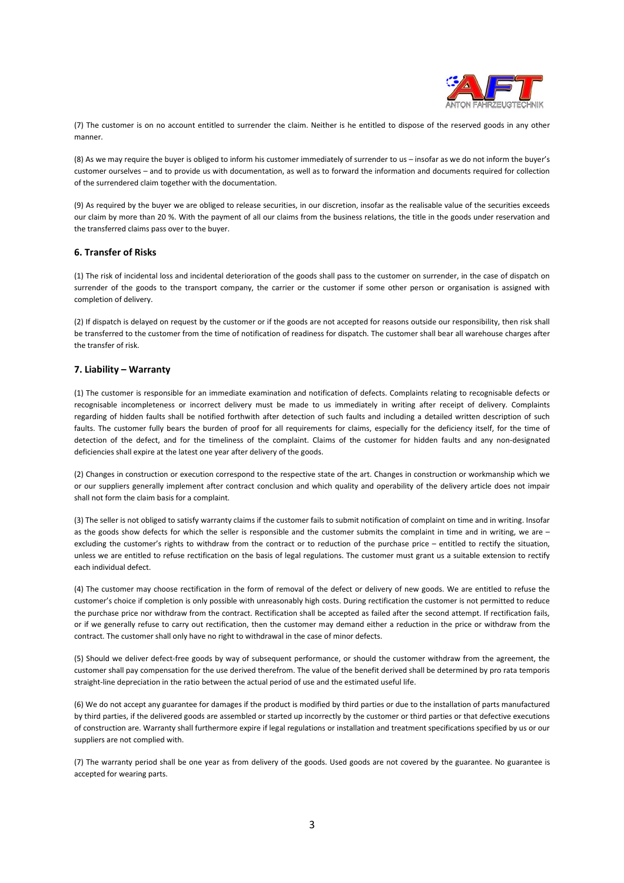(7) The customer is on no account entitled to surrender the claim. Neither is he entitled to dispose of the reserved goods in any other manner.

(8) As we may require the buyer is obliged to inform his customer immediately of surrender to us – insofar as we do not inform the buyer's customer ourselves – and to provide us with documentation, as well as to forward the information and documents required for collection of the surrendered claim together with the documentation.

(9) As required by the buyer we are obliged to release securities, in our discretion, insofar as the realisable value of the securities exceeds our claim by more than 20 %. With the payment of all our claims from the business relations, the title in the goods under reservation and the transferred claims pass over to the buyer.

### 6. Transfer of Risks

(1) The risk of incidental loss and incidental deterioration of the goods shall pass to the customer on surrender, in the case of dispatch on surrender of the goods to the transport company, the carrier or the customer if some other person or organisation is assigned with completion of delivery.

(2) If dispatch is delayed on request by the customer or if the goods are not accepted for reasons outside our responsibility, then risk shall be transferred to the customer from the time of notification of readiness for dispatch. The customer shall bear all warehouse charges after the transfer of risk.

### 7. Liability – Warranty

(1) The customer is responsible for an immediate examination and notification of defects. Complaints relating to recognisable defects or recognisable incompleteness or incorrect delivery must be made to us immediately in writing after receipt of delivery. Complaints regarding of hidden faults shall be notified forthwith after detection of such faults and including a detailed written description of such faults. The customer fully bears the burden of proof for all requirements for claims, especially for the deficiency itself, for the time of detection of the defect, and for the timeliness of the complaint. Claims of the customer for hidden faults and any non-designated deficiencies shall expire at the latest one year after delivery of the goods.

(2) Changes in construction or execution correspond to the respective state of the art. Changes in construction or workmanship which we or our suppliers generally implement after contract conclusion and which quality and operability of the delivery article does not impair shall not form the claim basis for a complaint.

(3) The seller is not obliged to satisfy warranty claims if the customer fails to submit notification of complaint on time and in writing. Insofar as the goods show defects for which the seller is responsible and the customer submits the complaint in time and in writing, we are – excluding the customer's rights to withdraw from the contract or to reduction of the purchase price – entitled to rectify the situation, unless we are entitled to refuse rectification on the basis of legal regulations. The customer must grant us a suitable extension to rectify each individual defect.

(4) The customer may choose rectification in the form of removal of the defect or delivery of new goods. We are entitled to refuse the customer's choice if completion is only possible with unreasonably high costs. During rectification the customer is not permitted to reduce the purchase price nor withdraw from the contract. Rectification shall be accepted as failed after the second attempt. If rectification fails, or if we generally refuse to carry out rectification, then the customer may demand either a reduction in the price or withdraw from the contract. The customer shall only have no right to withdrawal in the case of minor defects.

(5) Should we deliver defect-free goods by way of subsequent performance, or should the customer withdraw from the agreement, the customer shall pay compensation for the use derived therefrom. The value of the benefit derived shall be determined by pro rata temporis straight-line depreciation in the ratio between the actual period of use and the estimated useful life.

(6) We do not accept any guarantee for damages if the product is modified by third parties or due to the installation of parts manufactured by third parties, if the delivered goods are assembled or started up incorrectly by the customer or third parties or that defective executions of construction are. Warranty shall furthermore expire if legal regulations or installation and treatment specifications specified by us or our suppliers are not complied with.

(7) The warranty period shall be one year as from delivery of the goods. Used goods are not covered by the guarantee. No guarantee is accepted for wearing parts.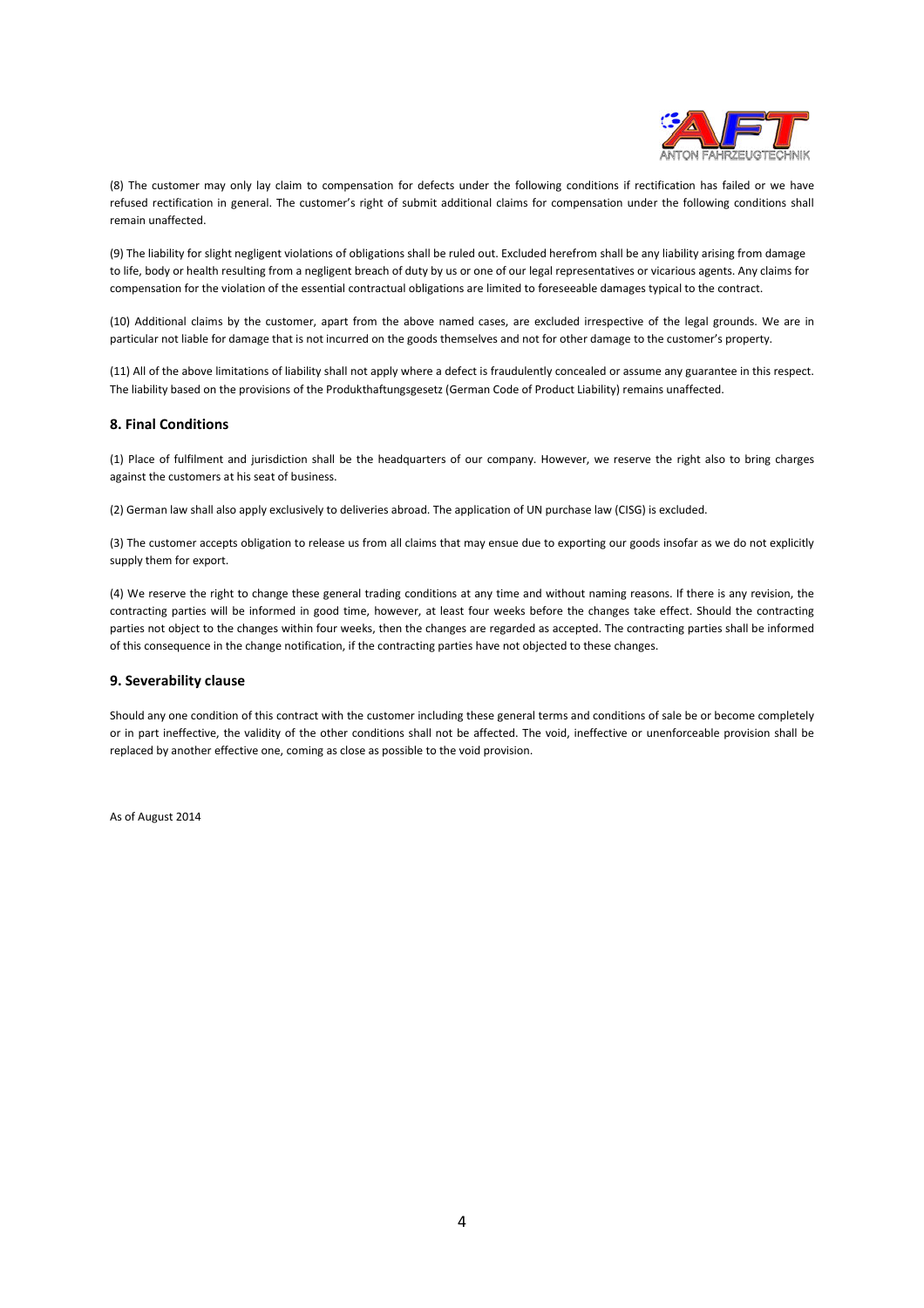(8) The customer may only lay claim to compensation for defects under the following conditions if rectification has failed or we have refused rectification in general. The customer's right of submit additional claims for compensation under the following conditions shall remain unaffected.

(9) The liability for slight negligent violations of obligations shall be ruled out. Excluded herefrom shall be any liability arising from damage to life, body or health resulting from a negligent breach of duty by us or one of our legal representatives or vicarious agents. Any claims for compensation for the violation of the essential contractual obligations are limited to foreseeable damages typical to the contract.

(10) Additional claims by the customer, apart from the above named cases, are excluded irrespective of the legal grounds. We are in particular not liable for damage that is not incurred on the goods themselves and not for other damage to the customer's property.

(11) All of the above limitations of liability shall not apply where a defect is fraudulently concealed or assume any guarantee in this respect. The liability based on the provisions of the Produkthaftungsgesetz (German Code of Product Liability) remains unaffected.

## 8. Final Conditions

(1) Place of fulfilment and jurisdiction shall be the headquarters of our company. However, we reserve the right also to bring charges against the customers at his seat of business.

(2) German law shall also apply exclusively to deliveries abroad. The application of UN purchase law (CISG) is excluded.

(3) The customer accepts obligation to release us from all claims that may ensue due to exporting our goods insofar as we do not explicitly supply them for export.

(4) We reserve the right to change these general trading conditions at any time and without naming reasons. If there is any revision, the contracting parties will be informed in good time, however, at least four weeks before the changes take effect. Should the contracting parties not object to the changes within four weeks, then the changes are regarded as accepted. The contracting parties shall be informed of this consequence in the change notification, if the contracting parties have not objected to these changes.

## 9. Severability clause

Should any one condition of this contract with the customer including these general terms and conditions of sale be or become completely or in part ineffective, the validity of the other conditions shall not be affected. The void, ineffective or unenforceable provision shall be replaced by another effective one, coming as close as possible to the void provision.

As of August 2014